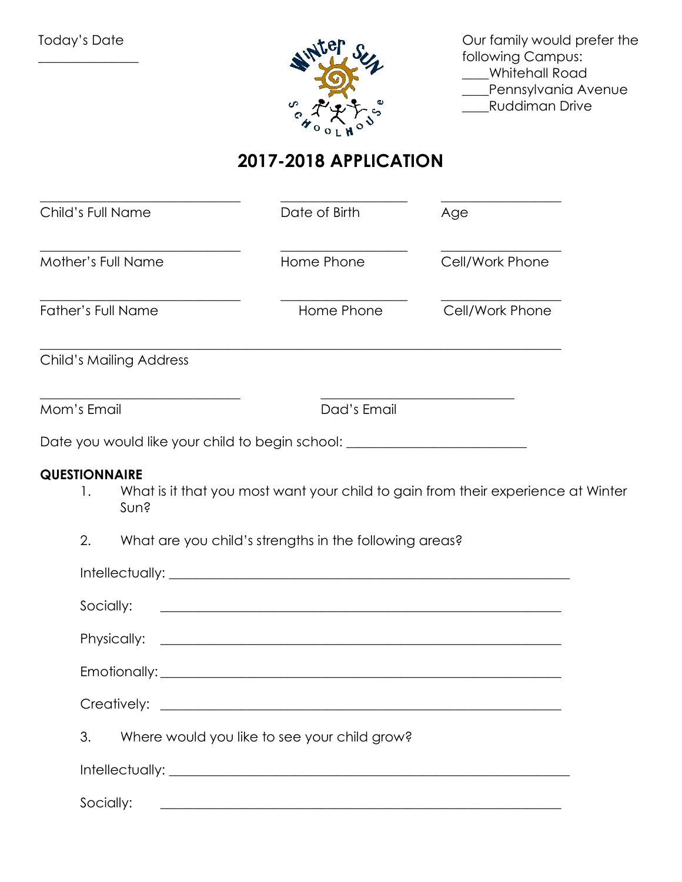Today's Date

______________

Our family would prefer the following Campus:

____Whitehall Road
____Pennsylvania Avenue
____Ruddiman Drive

Winter Sun Schoolhouse

# 2017-2018 APPLICATION

| ______________________________ | ________________ | ________________ |
|---|---|---|
| Child's Full Name | Date of Birth | Age |
| ______________________________ | ________________ | ________________ |
| Mother's Full Name | Home Phone | Cell/Work Phone |
| ______________________________ | ________________ | ________________ |
| Father's Full Name | Home Phone | Cell/Work Phone |

______________________________________________________________________________

Child's Mailing Address

______________________________ ______________________________

Mom's Email Dad's Email

Date you would like your child to begin school: ___________________________

**QUESTIONNAIRE**

1. What is it that you most want your child to gain from their experience at Winter Sun?

2. What are you child's strengths in the following areas?

Intellectually: ____________________________________________________________

Socially: ____________________________________________________________

Physically: ____________________________________________________________

Emotionally: ____________________________________________________________

Creatively: ____________________________________________________________

3. Where would you like to see your child grow?

Intellectually: ____________________________________________________________

Socially: ____________________________________________________________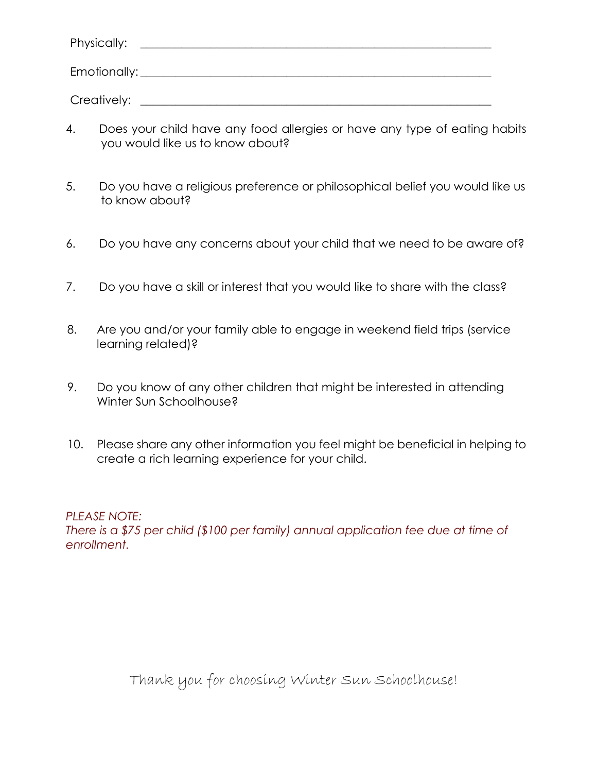Physically: ____________________________________________________________

Emotionally: ____________________________________________________________

Creatively: ____________________________________________________________

4. Does your child have any food allergies or have any type of eating habits you would like us to know about?

5. Do you have a religious preference or philosophical belief you would like us to know about?

6. Do you have any concerns about your child that we need to be aware of?

7. Do you have a skill or interest that you would like to share with the class?

8. Are you and/or your family able to engage in weekend field trips (service learning related)?

9. Do you know of any other children that might be interested in attending Winter Sun Schoolhouse?

10. Please share any other information you feel might be beneficial in helping to create a rich learning experience for your child.

*PLEASE NOTE:*
*There is a $75 per child ($100 per family) annual application fee due at time of enrollment.*

*Thank you for choosing Winter Sun Schoolhouse!*